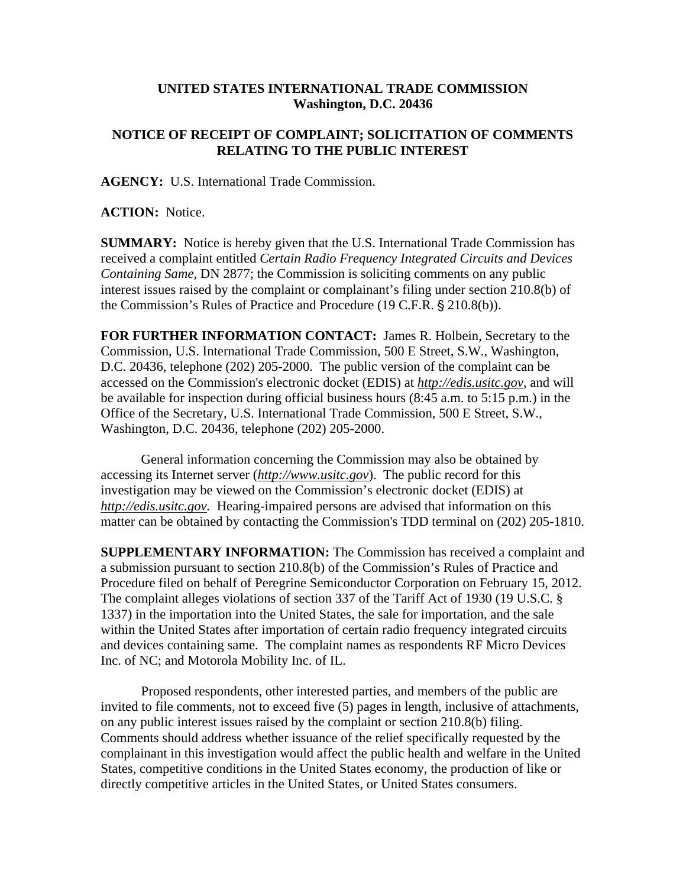**UNITED STATES INTERNATIONAL TRADE COMMISSION**
**Washington, D.C. 20436**

**NOTICE OF RECEIPT OF COMPLAINT; SOLICITATION OF COMMENTS RELATING TO THE PUBLIC INTEREST**

**AGENCY:** U.S. International Trade Commission.

**ACTION:** Notice.

**SUMMARY:** Notice is hereby given that the U.S. International Trade Commission has received a complaint entitled *Certain Radio Frequency Integrated Circuits and Devices Containing Same*, DN 2877; the Commission is soliciting comments on any public interest issues raised by the complaint or complainant's filing under section 210.8(b) of the Commission's Rules of Practice and Procedure (19 C.F.R. § 210.8(b)).

**FOR FURTHER INFORMATION CONTACT:** James R. Holbein, Secretary to the Commission, U.S. International Trade Commission, 500 E Street, S.W., Washington, D.C. 20436, telephone (202) 205-2000. The public version of the complaint can be accessed on the Commission's electronic docket (EDIS) at *http://edis.usitc.gov*, and will be available for inspection during official business hours (8:45 a.m. to 5:15 p.m.) in the Office of the Secretary, U.S. International Trade Commission, 500 E Street, S.W., Washington, D.C. 20436, telephone (202) 205-2000.

General information concerning the Commission may also be obtained by accessing its Internet server (*http://www.usitc.gov*). The public record for this investigation may be viewed on the Commission's electronic docket (EDIS) at *http://edis.usitc.gov.* Hearing-impaired persons are advised that information on this matter can be obtained by contacting the Commission's TDD terminal on (202) 205-1810.

**SUPPLEMENTARY INFORMATION:** The Commission has received a complaint and a submission pursuant to section 210.8(b) of the Commission's Rules of Practice and Procedure filed on behalf of Peregrine Semiconductor Corporation on February 15, 2012. The complaint alleges violations of section 337 of the Tariff Act of 1930 (19 U.S.C. § 1337) in the importation into the United States, the sale for importation, and the sale within the United States after importation of certain radio frequency integrated circuits and devices containing same. The complaint names as respondents RF Micro Devices Inc. of NC; and Motorola Mobility Inc. of IL.

Proposed respondents, other interested parties, and members of the public are invited to file comments, not to exceed five (5) pages in length, inclusive of attachments, on any public interest issues raised by the complaint or section 210.8(b) filing. Comments should address whether issuance of the relief specifically requested by the complainant in this investigation would affect the public health and welfare in the United States, competitive conditions in the United States economy, the production of like or directly competitive articles in the United States, or United States consumers.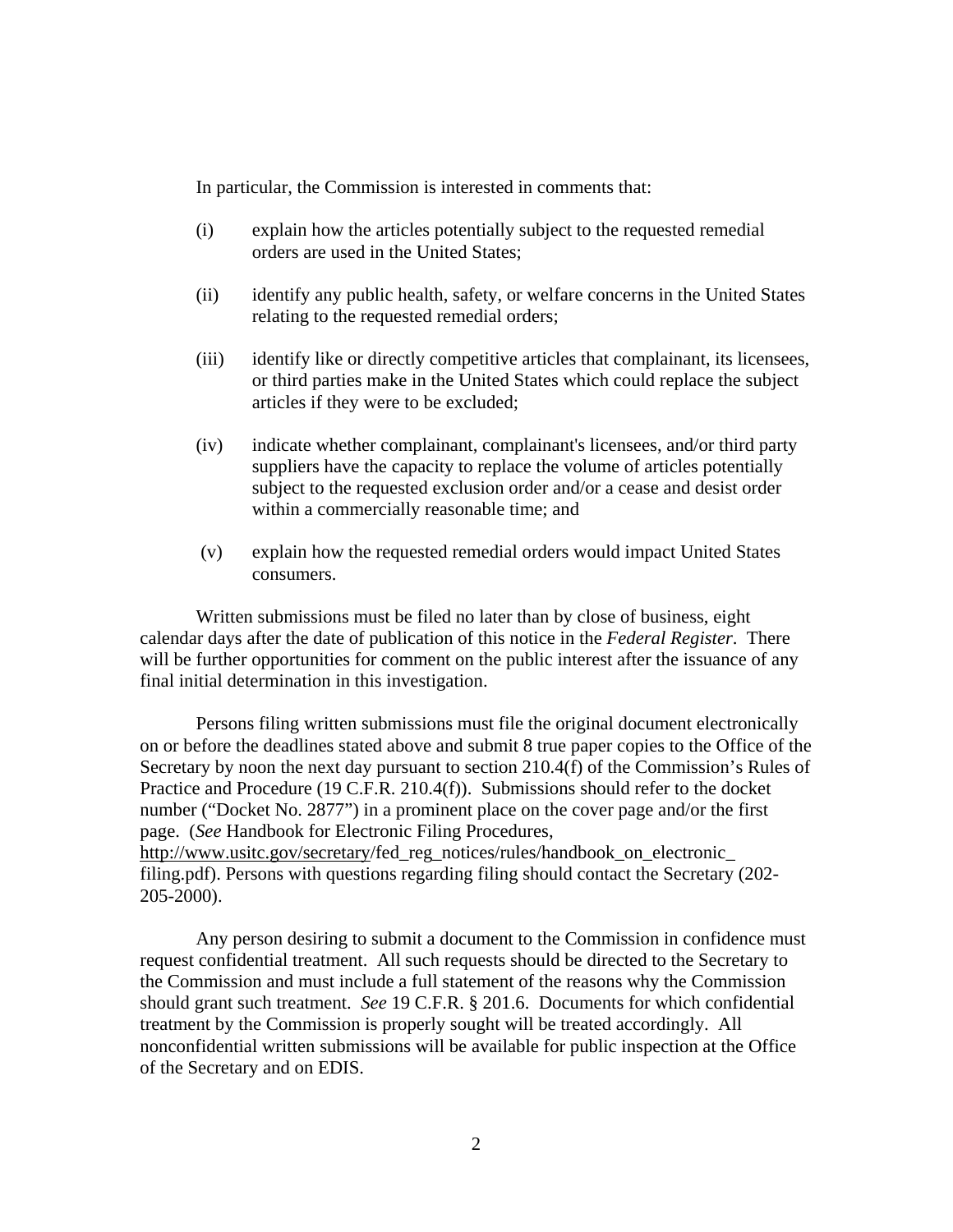In particular, the Commission is interested in comments that:

(i) explain how the articles potentially subject to the requested remedial orders are used in the United States;

(ii) identify any public health, safety, or welfare concerns in the United States relating to the requested remedial orders;

(iii) identify like or directly competitive articles that complainant, its licensees, or third parties make in the United States which could replace the subject articles if they were to be excluded;

(iv) indicate whether complainant, complainant's licensees, and/or third party suppliers have the capacity to replace the volume of articles potentially subject to the requested exclusion order and/or a cease and desist order within a commercially reasonable time; and

(v) explain how the requested remedial orders would impact United States consumers.

Written submissions must be filed no later than by close of business, eight calendar days after the date of publication of this notice in the *Federal Register*. There will be further opportunities for comment on the public interest after the issuance of any final initial determination in this investigation.

Persons filing written submissions must file the original document electronically on or before the deadlines stated above and submit 8 true paper copies to the Office of the Secretary by noon the next day pursuant to section 210.4(f) of the Commission's Rules of Practice and Procedure (19 C.F.R. 210.4(f)). Submissions should refer to the docket number ("Docket No. 2877") in a prominent place on the cover page and/or the first page. (*See* Handbook for Electronic Filing Procedures, http://www.usitc.gov/secretary/fed_reg_notices/rules/handbook_on_electronic_filing.pdf). Persons with questions regarding filing should contact the Secretary (202-205-2000).

Any person desiring to submit a document to the Commission in confidence must request confidential treatment. All such requests should be directed to the Secretary to the Commission and must include a full statement of the reasons why the Commission should grant such treatment. *See* 19 C.F.R. § 201.6. Documents for which confidential treatment by the Commission is properly sought will be treated accordingly. All nonconfidential written submissions will be available for public inspection at the Office of the Secretary and on EDIS.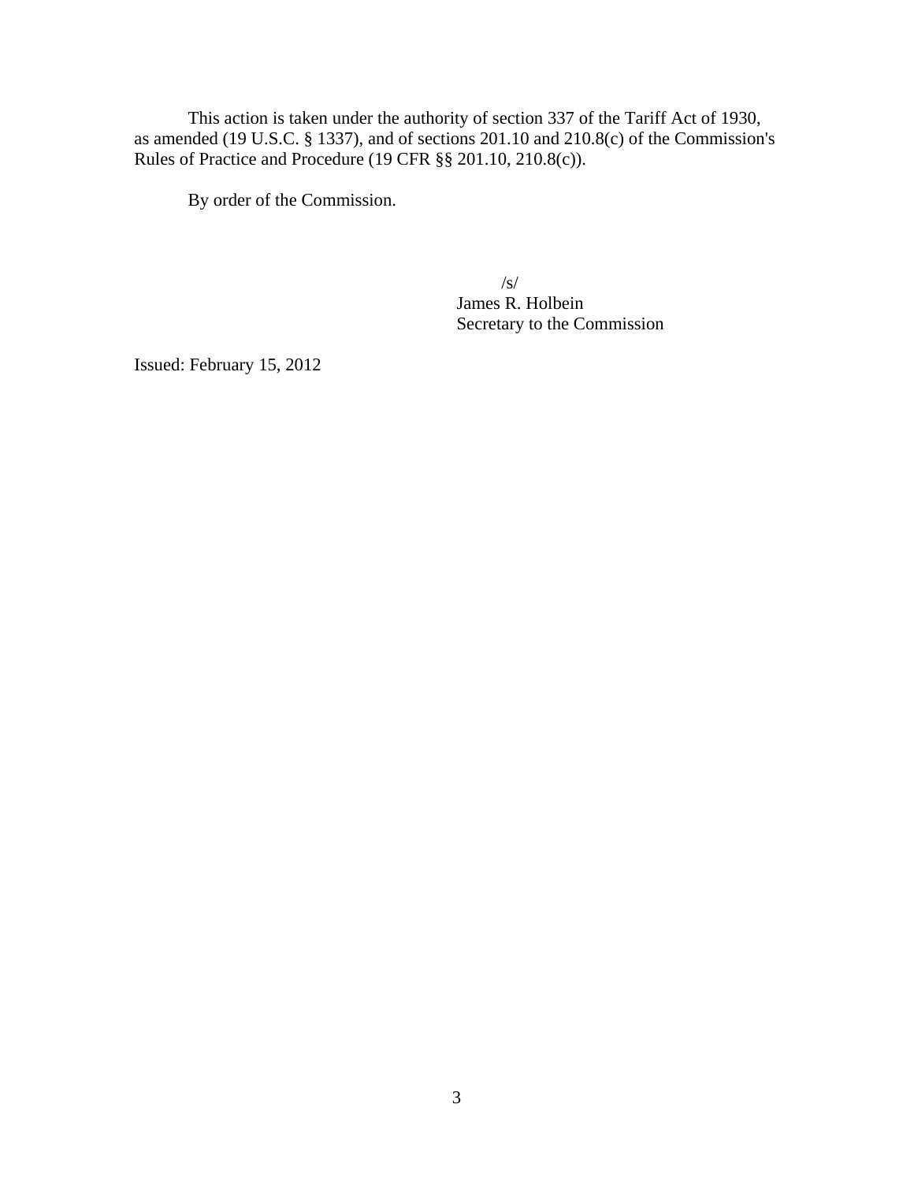This action is taken under the authority of section 337 of the Tariff Act of 1930, as amended (19 U.S.C. § 1337), and of sections 201.10 and 210.8(c) of the Commission's Rules of Practice and Procedure (19 CFR §§ 201.10, 210.8(c)).

By order of the Commission.

/s/
James R. Holbein
Secretary to the Commission

Issued: February 15, 2012